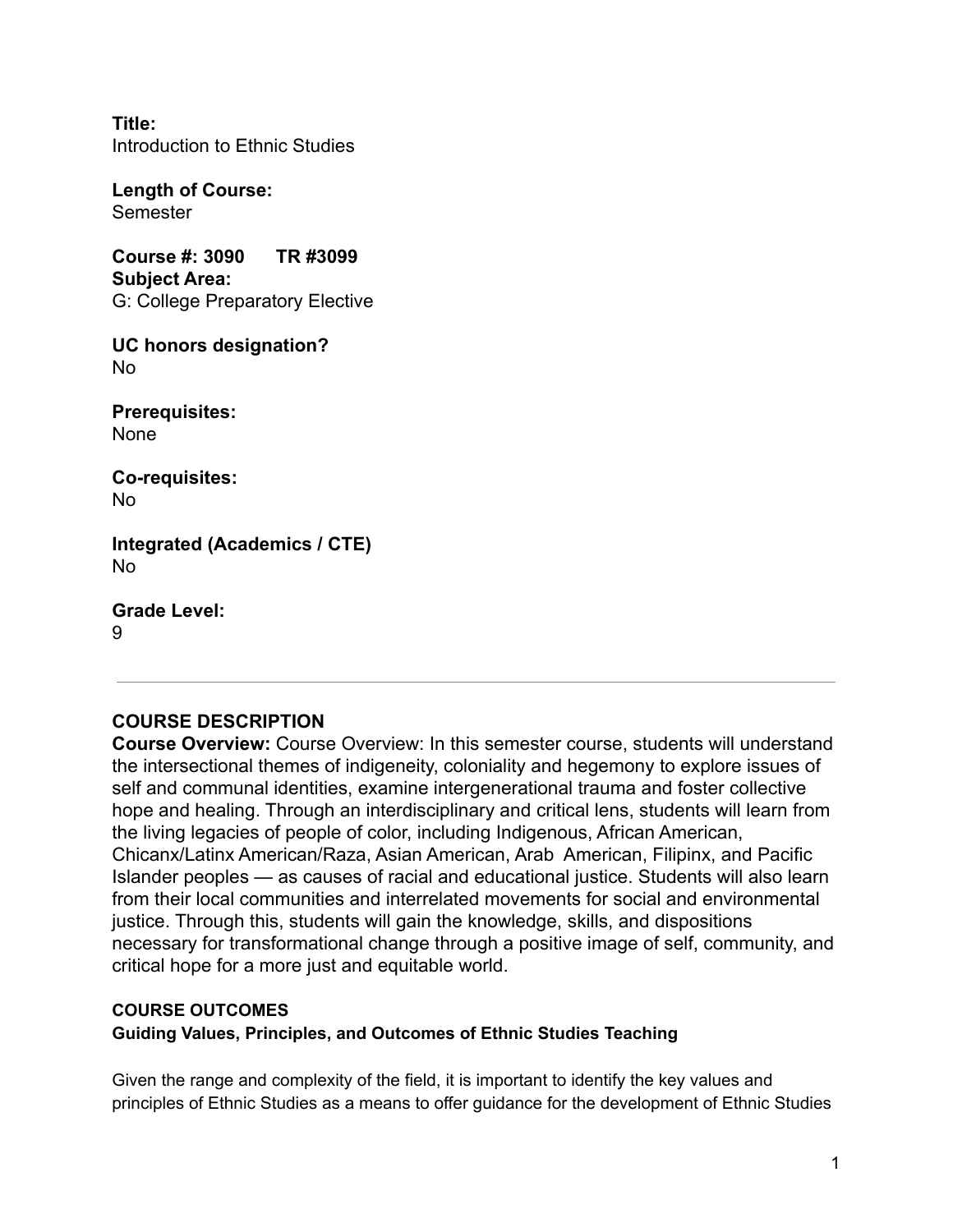**Title:**
Introduction to Ethnic Studies

**Length of Course:**
Semester

**Course #: 3090  TR #3099**
**Subject Area:**
G: College Preparatory Elective

**UC honors designation?**
No

**Prerequisites:**
None

**Co-requisites:**
No

**Integrated (Academics / CTE)**
No

**Grade Level:**
9

---

## COURSE DESCRIPTION

**Course Overview:** Course Overview: In this semester course, students will understand the intersectional themes of indigeneity, coloniality and hegemony to explore issues of self and communal identities, examine intergenerational trauma and foster collective hope and healing. Through an interdisciplinary and critical lens, students will learn from the living legacies of people of color, including Indigenous, African American, Chicanx/Latinx American/Raza, Asian American, Arab American, Filipinx, and Pacific Islander peoples — as causes of racial and educational justice. Students will also learn from their local communities and interrelated movements for social and environmental justice. Through this, students will gain the knowledge, skills, and dispositions necessary for transformational change through a positive image of self, community, and critical hope for a more just and equitable world.

### COURSE OUTCOMES

**Guiding Values, Principles, and Outcomes of Ethnic Studies Teaching**

Given the range and complexity of the field, it is important to identify the key values and principles of Ethnic Studies as a means to offer guidance for the development of Ethnic Studies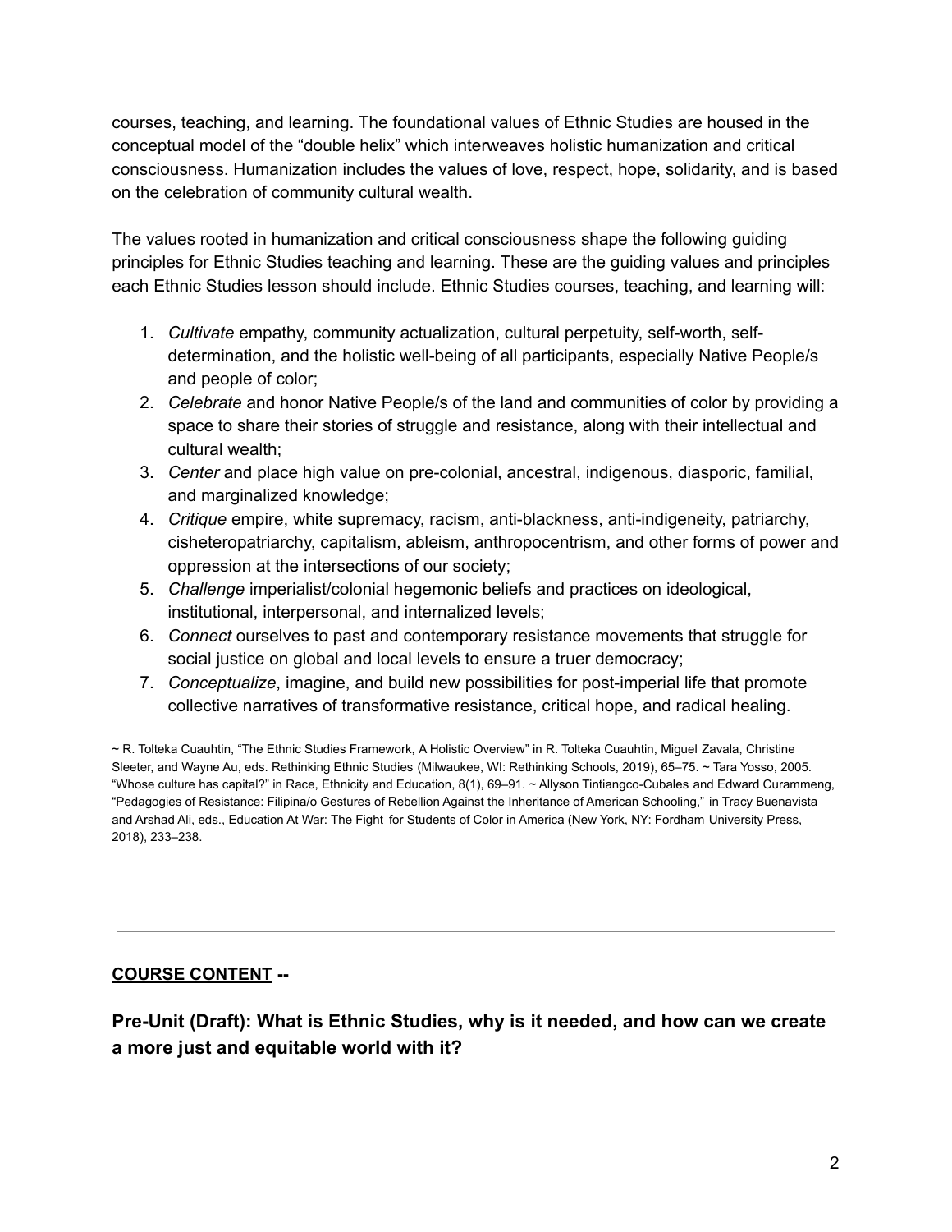courses, teaching, and learning. The foundational values of Ethnic Studies are housed in the conceptual model of the "double helix" which interweaves holistic humanization and critical consciousness. Humanization includes the values of love, respect, hope, solidarity, and is based on the celebration of community cultural wealth.

The values rooted in humanization and critical consciousness shape the following guiding principles for Ethnic Studies teaching and learning. These are the guiding values and principles each Ethnic Studies lesson should include. Ethnic Studies courses, teaching, and learning will:

1. *Cultivate* empathy, community actualization, cultural perpetuity, self-worth, self-determination, and the holistic well-being of all participants, especially Native People/s and people of color;
2. *Celebrate* and honor Native People/s of the land and communities of color by providing a space to share their stories of struggle and resistance, along with their intellectual and cultural wealth;
3. *Center* and place high value on pre-colonial, ancestral, indigenous, diasporic, familial, and marginalized knowledge;
4. *Critique* empire, white supremacy, racism, anti-blackness, anti-indigeneity, patriarchy, cisheteropatriarchy, capitalism, ableism, anthropocentrism, and other forms of power and oppression at the intersections of our society;
5. *Challenge* imperialist/colonial hegemonic beliefs and practices on ideological, institutional, interpersonal, and internalized levels;
6. *Connect* ourselves to past and contemporary resistance movements that struggle for social justice on global and local levels to ensure a truer democracy;
7. *Conceptualize*, imagine, and build new possibilities for post-imperial life that promote collective narratives of transformative resistance, critical hope, and radical healing.

~ R. Tolteka Cuauhtin, "The Ethnic Studies Framework, A Holistic Overview" in R. Tolteka Cuauhtin, Miguel Zavala, Christine Sleeter, and Wayne Au, eds. Rethinking Ethnic Studies (Milwaukee, WI: Rethinking Schools, 2019), 65–75. ~ Tara Yosso, 2005. "Whose culture has capital?" in Race, Ethnicity and Education, 8(1), 69–91. ~ Allyson Tintiangco-Cubales and Edward Curammeng, "Pedagogies of Resistance: Filipina/o Gestures of Rebellion Against the Inheritance of American Schooling," in Tracy Buenavista and Arshad Ali, eds., Education At War: The Fight for Students of Color in America (New York, NY: Fordham University Press, 2018), 233–238.

---

**COURSE CONTENT --**

## Pre-Unit (Draft): What is Ethnic Studies, why is it needed, and how can we create a more just and equitable world with it?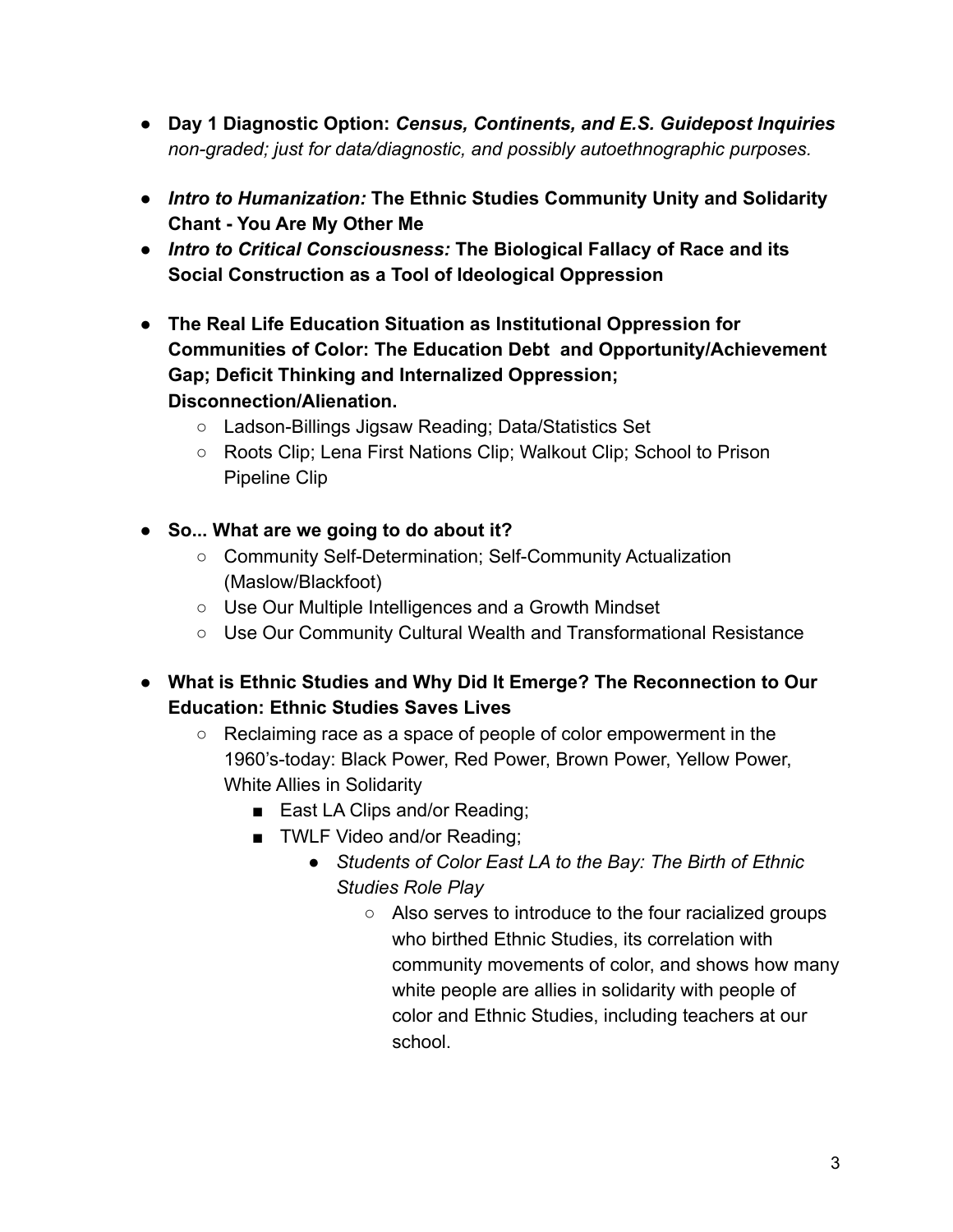- **Day 1 Diagnostic Option:** ***Census, Continents, and E.S. Guidepost Inquiries*** *non-graded; just for data/diagnostic, and possibly autoethnographic purposes.*

- ***Intro to Humanization:*** **The Ethnic Studies Community Unity and Solidarity Chant - You Are My Other Me**
- ***Intro to Critical Consciousness:*** **The Biological Fallacy of Race and its Social Construction as a Tool of Ideological Oppression**

- **The Real Life Education Situation as Institutional Oppression for Communities of Color: The Education Debt and Opportunity/Achievement Gap; Deficit Thinking and Internalized Oppression; Disconnection/Alienation.**
    - Ladson-Billings Jigsaw Reading; Data/Statistics Set
    - Roots Clip; Lena First Nations Clip; Walkout Clip; School to Prison Pipeline Clip

- **So... What are we going to do about it?**
    - Community Self-Determination; Self-Community Actualization (Maslow/Blackfoot)
    - Use Our Multiple Intelligences and a Growth Mindset
    - Use Our Community Cultural Wealth and Transformational Resistance

- **What is Ethnic Studies and Why Did It Emerge? The Reconnection to Our Education: Ethnic Studies Saves Lives**
    - Reclaiming race as a space of people of color empowerment in the 1960's-today: Black Power, Red Power, Brown Power, Yellow Power, White Allies in Solidarity
        - East LA Clips and/or Reading;
        - TWLF Video and/or Reading;
            - *Students of Color East LA to the Bay: The Birth of Ethnic Studies Role Play*
                - Also serves to introduce to the four racialized groups who birthed Ethnic Studies, its correlation with community movements of color, and shows how many white people are allies in solidarity with people of color and Ethnic Studies, including teachers at our school.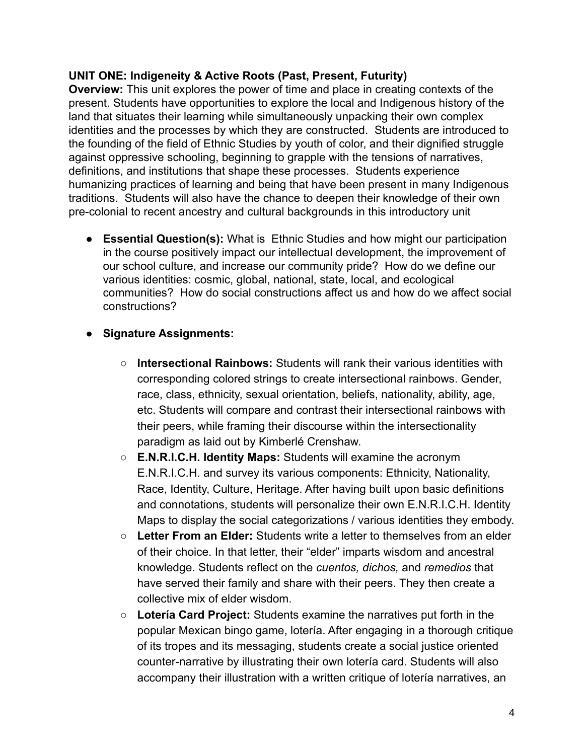**UNIT ONE: Indigeneity & Active Roots (Past, Present, Futurity)**

**Overview:** This unit explores the power of time and place in creating contexts of the present. Students have opportunities to explore the local and Indigenous history of the land that situates their learning while simultaneously unpacking their own complex identities and the processes by which they are constructed. Students are introduced to the founding of the field of Ethnic Studies by youth of color, and their dignified struggle against oppressive schooling, beginning to grapple with the tensions of narratives, definitions, and institutions that shape these processes. Students experience humanizing practices of learning and being that have been present in many Indigenous traditions. Students will also have the chance to deepen their knowledge of their own pre-colonial to recent ancestry and cultural backgrounds in this introductory unit

- **Essential Question(s):** What is Ethnic Studies and how might our participation in the course positively impact our intellectual development, the improvement of our school culture, and increase our community pride? How do we define our various identities: cosmic, global, national, state, local, and ecological communities? How do social constructions affect us and how do we affect social constructions?

- **Signature Assignments:**

    - **Intersectional Rainbows:** Students will rank their various identities with corresponding colored strings to create intersectional rainbows. Gender, race, class, ethnicity, sexual orientation, beliefs, nationality, ability, age, etc. Students will compare and contrast their intersectional rainbows with their peers, while framing their discourse within the intersectionality paradigm as laid out by Kimberlé Crenshaw.
    - **E.N.R.I.C.H. Identity Maps:** Students will examine the acronym E.N.R.I.C.H. and survey its various components: Ethnicity, Nationality, Race, Identity, Culture, Heritage. After having built upon basic definitions and connotations, students will personalize their own E.N.R.I.C.H. Identity Maps to display the social categorizations / various identities they embody.
    - **Letter From an Elder:** Students write a letter to themselves from an elder of their choice. In that letter, their "elder" imparts wisdom and ancestral knowledge. Students reflect on the *cuentos, dichos,* and *remedios* that have served their family and share with their peers. They then create a collective mix of elder wisdom.
    - **Lotería Card Project:** Students examine the narratives put forth in the popular Mexican bingo game, lotería. After engaging in a thorough critique of its tropes and its messaging, students create a social justice oriented counter-narrative by illustrating their own lotería card. Students will also accompany their illustration with a written critique of lotería narratives, an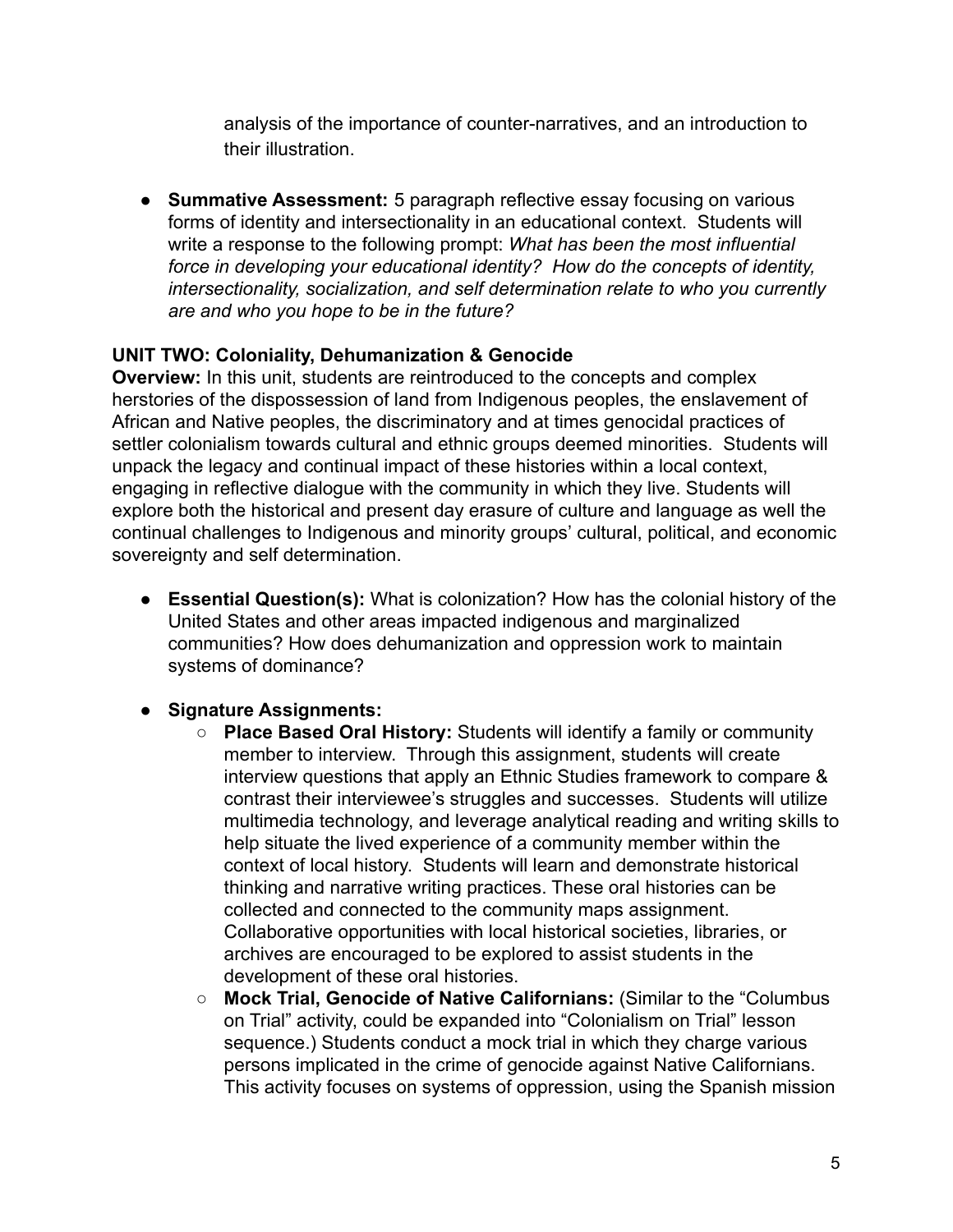analysis of the importance of counter-narratives, and an introduction to their illustration.

- **Summative Assessment:** 5 paragraph reflective essay focusing on various forms of identity and intersectionality in an educational context. Students will write a response to the following prompt: *What has been the most influential force in developing your educational identity? How do the concepts of identity, intersectionality, socialization, and self determination relate to who you currently are and who you hope to be in the future?*

**UNIT TWO: Coloniality, Dehumanization & Genocide**

**Overview:** In this unit, students are reintroduced to the concepts and complex herstories of the dispossession of land from Indigenous peoples, the enslavement of African and Native peoples, the discriminatory and at times genocidal practices of settler colonialism towards cultural and ethnic groups deemed minorities. Students will unpack the legacy and continual impact of these histories within a local context, engaging in reflective dialogue with the community in which they live. Students will explore both the historical and present day erasure of culture and language as well the continual challenges to Indigenous and minority groups' cultural, political, and economic sovereignty and self determination.

- **Essential Question(s):** What is colonization? How has the colonial history of the United States and other areas impacted indigenous and marginalized communities? How does dehumanization and oppression work to maintain systems of dominance?

- **Signature Assignments:**
  - **Place Based Oral History:** Students will identify a family or community member to interview. Through this assignment, students will create interview questions that apply an Ethnic Studies framework to compare & contrast their interviewee's struggles and successes. Students will utilize multimedia technology, and leverage analytical reading and writing skills to help situate the lived experience of a community member within the context of local history. Students will learn and demonstrate historical thinking and narrative writing practices. These oral histories can be collected and connected to the community maps assignment. Collaborative opportunities with local historical societies, libraries, or archives are encouraged to be explored to assist students in the development of these oral histories.
  - **Mock Trial, Genocide of Native Californians:** (Similar to the "Columbus on Trial" activity, could be expanded into "Colonialism on Trial" lesson sequence.) Students conduct a mock trial in which they charge various persons implicated in the crime of genocide against Native Californians. This activity focuses on systems of oppression, using the Spanish mission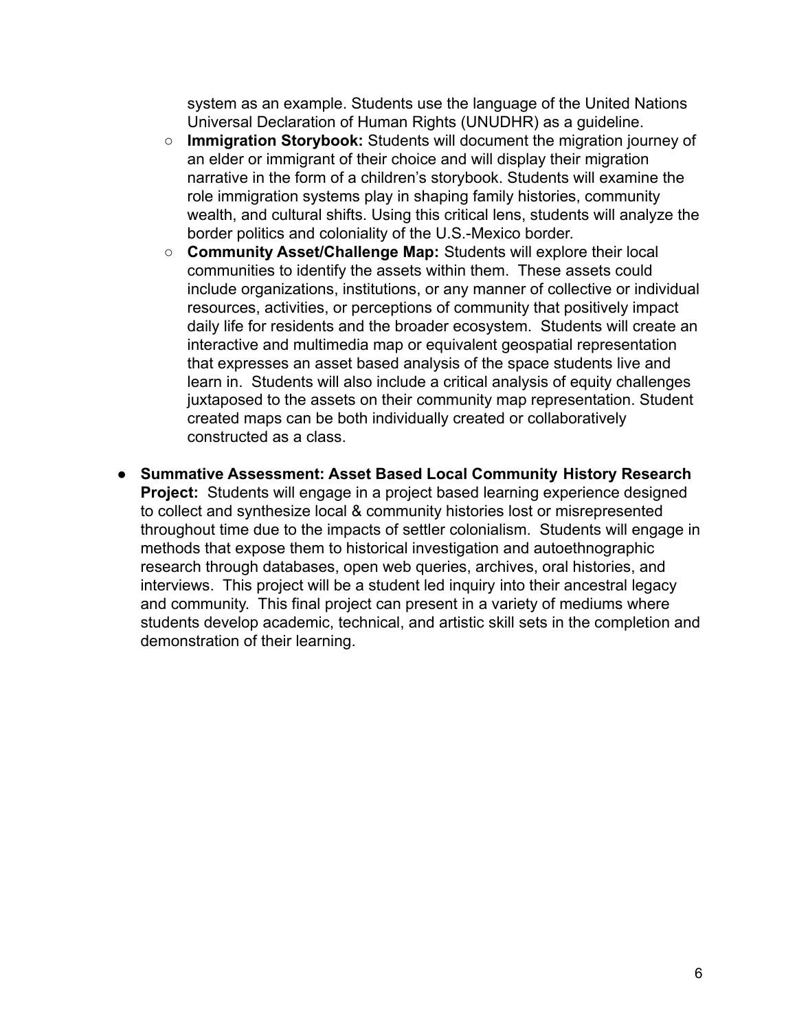system as an example. Students use the language of the United Nations Universal Declaration of Human Rights (UNUDHR) as a guideline.

  - **Immigration Storybook:** Students will document the migration journey of an elder or immigrant of their choice and will display their migration narrative in the form of a children's storybook. Students will examine the role immigration systems play in shaping family histories, community wealth, and cultural shifts. Using this critical lens, students will analyze the border politics and coloniality of the U.S.-Mexico border.
  - **Community Asset/Challenge Map:** Students will explore their local communities to identify the assets within them. These assets could include organizations, institutions, or any manner of collective or individual resources, activities, or perceptions of community that positively impact daily life for residents and the broader ecosystem. Students will create an interactive and multimedia map or equivalent geospatial representation that expresses an asset based analysis of the space students live and learn in. Students will also include a critical analysis of equity challenges juxtaposed to the assets on their community map representation. Student created maps can be both individually created or collaboratively constructed as a class.

- **Summative Assessment: Asset Based Local Community History Research Project:** Students will engage in a project based learning experience designed to collect and synthesize local & community histories lost or misrepresented throughout time due to the impacts of settler colonialism. Students will engage in methods that expose them to historical investigation and autoethnographic research through databases, open web queries, archives, oral histories, and interviews. This project will be a student led inquiry into their ancestral legacy and community. This final project can present in a variety of mediums where students develop academic, technical, and artistic skill sets in the completion and demonstration of their learning.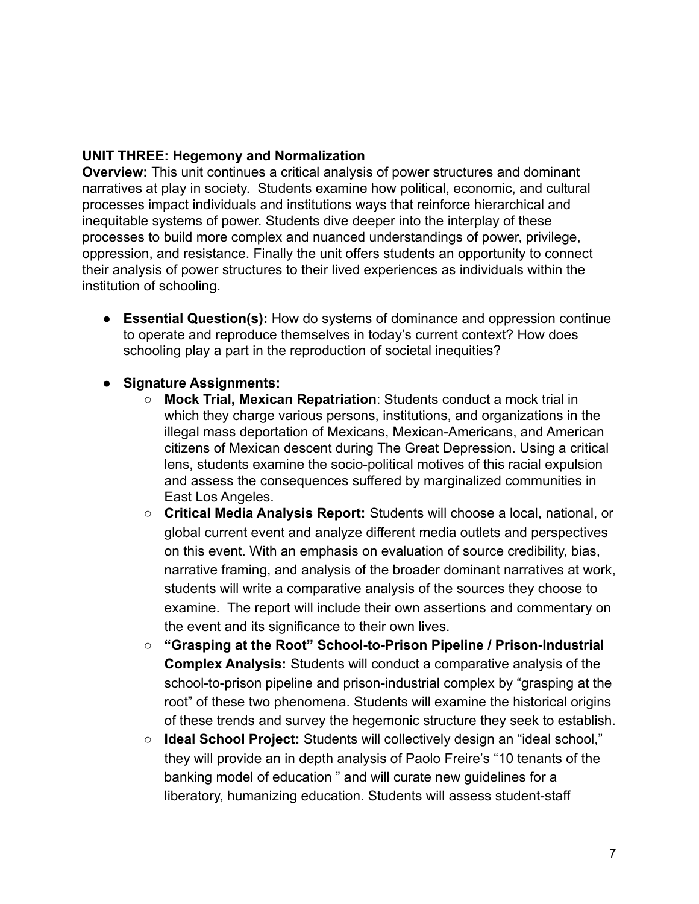**UNIT THREE: Hegemony and Normalization**

**Overview:** This unit continues a critical analysis of power structures and dominant narratives at play in society. Students examine how political, economic, and cultural processes impact individuals and institutions ways that reinforce hierarchical and inequitable systems of power. Students dive deeper into the interplay of these processes to build more complex and nuanced understandings of power, privilege, oppression, and resistance. Finally the unit offers students an opportunity to connect their analysis of power structures to their lived experiences as individuals within the institution of schooling.

- **Essential Question(s):** How do systems of dominance and oppression continue to operate and reproduce themselves in today's current context? How does schooling play a part in the reproduction of societal inequities?
- **Signature Assignments:**
    - **Mock Trial, Mexican Repatriation**: Students conduct a mock trial in which they charge various persons, institutions, and organizations in the illegal mass deportation of Mexicans, Mexican-Americans, and American citizens of Mexican descent during The Great Depression. Using a critical lens, students examine the socio-political motives of this racial expulsion and assess the consequences suffered by marginalized communities in East Los Angeles.
    - **Critical Media Analysis Report:** Students will choose a local, national, or global current event and analyze different media outlets and perspectives on this event. With an emphasis on evaluation of source credibility, bias, narrative framing, and analysis of the broader dominant narratives at work, students will write a comparative analysis of the sources they choose to examine. The report will include their own assertions and commentary on the event and its significance to their own lives.
    - **"Grasping at the Root" School-to-Prison Pipeline / Prison-Industrial Complex Analysis:** Students will conduct a comparative analysis of the school-to-prison pipeline and prison-industrial complex by "grasping at the root" of these two phenomena. Students will examine the historical origins of these trends and survey the hegemonic structure they seek to establish.
    - **Ideal School Project:** Students will collectively design an "ideal school," they will provide an in depth analysis of Paolo Freire's "10 tenants of the banking model of education " and will curate new guidelines for a liberatory, humanizing education. Students will assess student-staff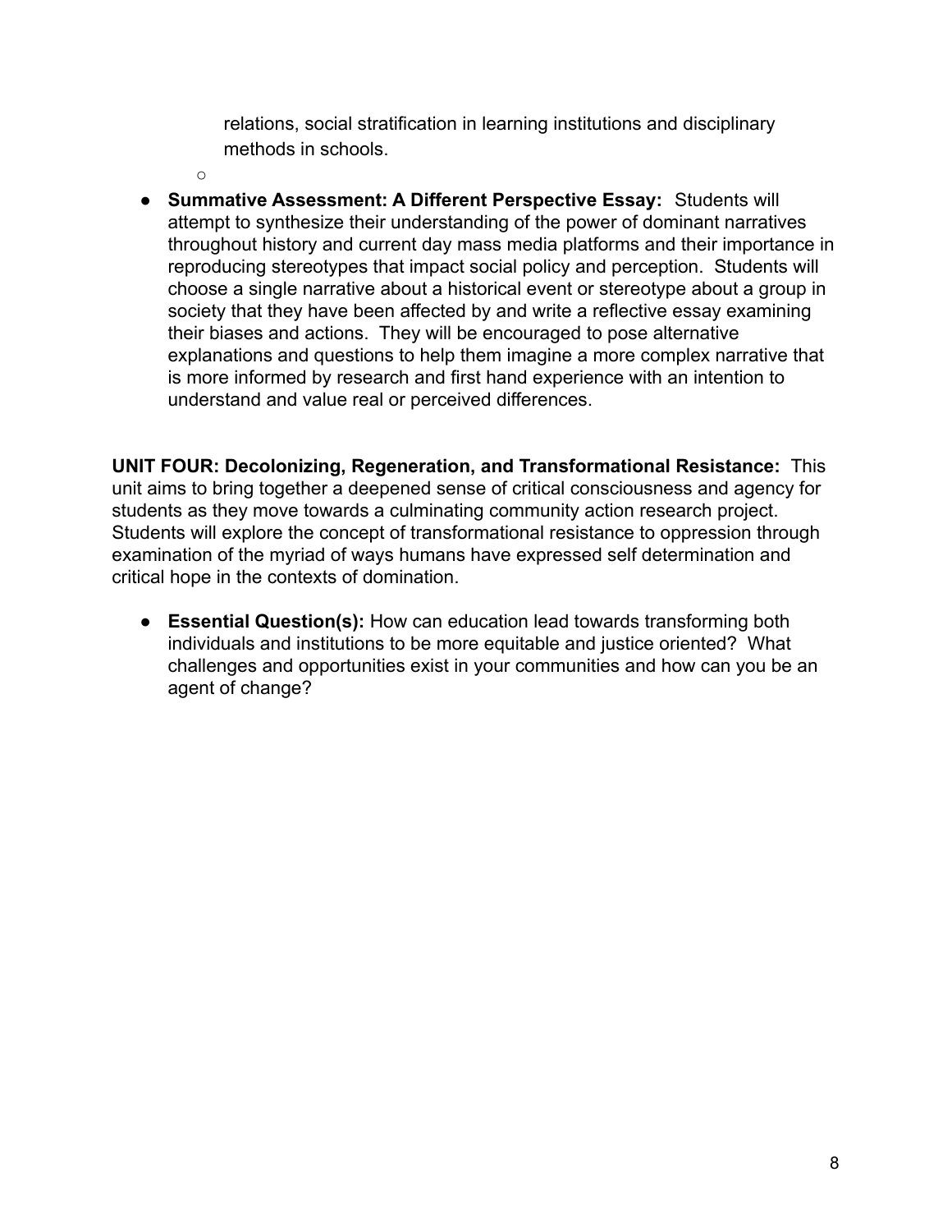relations, social stratification in learning institutions and disciplinary methods in schools.

- **Summative Assessment: A Different Perspective Essay:** Students will attempt to synthesize their understanding of the power of dominant narratives throughout history and current day mass media platforms and their importance in reproducing stereotypes that impact social policy and perception. Students will choose a single narrative about a historical event or stereotype about a group in society that they have been affected by and write a reflective essay examining their biases and actions. They will be encouraged to pose alternative explanations and questions to help them imagine a more complex narrative that is more informed by research and first hand experience with an intention to understand and value real or perceived differences.

**UNIT FOUR: Decolonizing, Regeneration, and Transformational Resistance:** This unit aims to bring together a deepened sense of critical consciousness and agency for students as they move towards a culminating community action research project. Students will explore the concept of transformational resistance to oppression through examination of the myriad of ways humans have expressed self determination and critical hope in the contexts of domination.

- **Essential Question(s):** How can education lead towards transforming both individuals and institutions to be more equitable and justice oriented? What challenges and opportunities exist in your communities and how can you be an agent of change?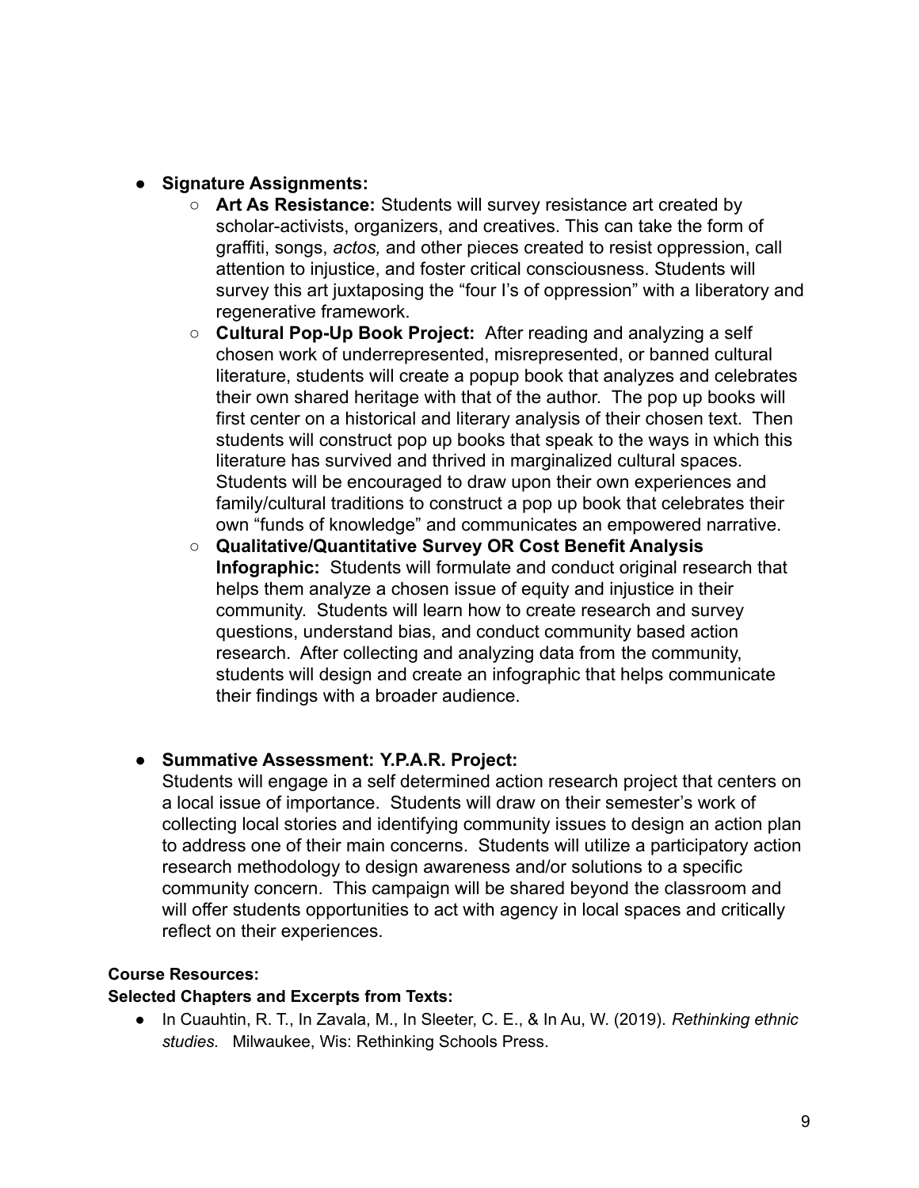- **Signature Assignments:**
  - **Art As Resistance:** Students will survey resistance art created by scholar-activists, organizers, and creatives. This can take the form of graffiti, songs, *actos,* and other pieces created to resist oppression, call attention to injustice, and foster critical consciousness. Students will survey this art juxtaposing the "four I's of oppression" with a liberatory and regenerative framework.
  - **Cultural Pop-Up Book Project:** After reading and analyzing a self chosen work of underrepresented, misrepresented, or banned cultural literature, students will create a popup book that analyzes and celebrates their own shared heritage with that of the author. The pop up books will first center on a historical and literary analysis of their chosen text. Then students will construct pop up books that speak to the ways in which this literature has survived and thrived in marginalized cultural spaces. Students will be encouraged to draw upon their own experiences and family/cultural traditions to construct a pop up book that celebrates their own "funds of knowledge" and communicates an empowered narrative.
  - **Qualitative/Quantitative Survey OR Cost Benefit Analysis Infographic:** Students will formulate and conduct original research that helps them analyze a chosen issue of equity and injustice in their community. Students will learn how to create research and survey questions, understand bias, and conduct community based action research. After collecting and analyzing data from the community, students will design and create an infographic that helps communicate their findings with a broader audience.

- **Summative Assessment: Y.P.A.R. Project:**
  Students will engage in a self determined action research project that centers on a local issue of importance. Students will draw on their semester's work of collecting local stories and identifying community issues to design an action plan to address one of their main concerns. Students will utilize a participatory action research methodology to design awareness and/or solutions to a specific community concern. This campaign will be shared beyond the classroom and will offer students opportunities to act with agency in local spaces and critically reflect on their experiences.

**Course Resources:**

**Selected Chapters and Excerpts from Texts:**

- In Cuauhtin, R. T., In Zavala, M., In Sleeter, C. E., & In Au, W. (2019). *Rethinking ethnic studies.* Milwaukee, Wis: Rethinking Schools Press.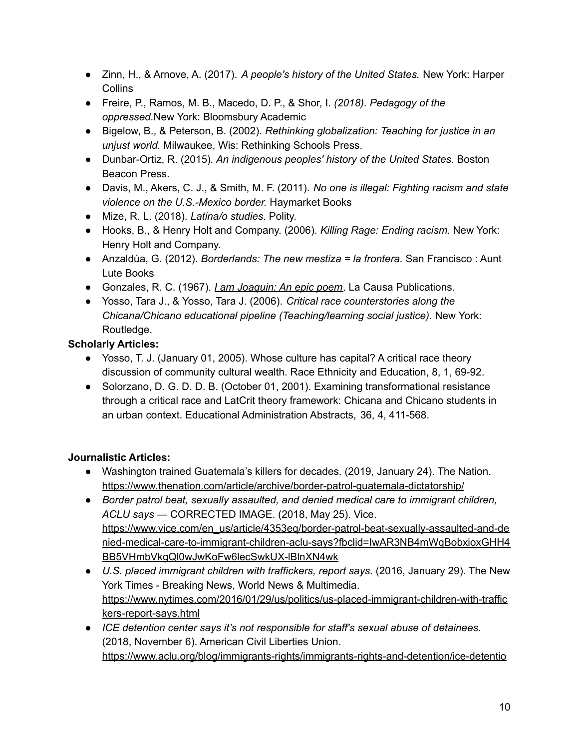- Zinn, H., & Arnove, A. (2017). *A people's history of the United States.* New York: Harper Collins
- Freire, P., Ramos, M. B., Macedo, D. P., & Shor, I. *(2018). Pedagogy of the oppressed.*New York: Bloomsbury Academic
- Bigelow, B., & Peterson, B. (2002). *Rethinking globalization: Teaching for justice in an unjust world.* Milwaukee, Wis: Rethinking Schools Press.
- Dunbar-Ortiz, R. (2015). *An indigenous peoples' history of the United States.* Boston Beacon Press.
- Davis, M., Akers, C. J., & Smith, M. F. (2011). *No one is illegal: Fighting racism and state violence on the U.S.-Mexico border.* Haymarket Books
- Mize, R. L. (2018). *Latina/o studies*. Polity.
- Hooks, B., & Henry Holt and Company. (2006). *Killing Rage: Ending racism.* New York: Henry Holt and Company.
- Anzaldúa, G. (2012). *Borderlands: The new mestiza = la frontera.* San Francisco : Aunt Lute Books
- Gonzales, R. C. (1967). *I am Joaquin: An epic poem*. La Causa Publications.
- Yosso, Tara J., & Yosso, Tara J. (2006). *Critical race counterstories along the Chicana/Chicano educational pipeline (Teaching/learning social justice)*. New York: Routledge.

**Scholarly Articles:**

- Yosso, T. J. (January 01, 2005). Whose culture has capital? A critical race theory discussion of community cultural wealth. Race Ethnicity and Education, 8, 1, 69-92.
- Solorzano, D. G. D. D. B. (October 01, 2001). Examining transformational resistance through a critical race and LatCrit theory framework: Chicana and Chicano students in an urban context. Educational Administration Abstracts, 36, 4, 411-568.

**Journalistic Articles:**

- Washington trained Guatemala's killers for decades. (2019, January 24). The Nation. https://www.thenation.com/article/archive/border-patrol-guatemala-dictatorship/
- *Border patrol beat, sexually assaulted, and denied medical care to immigrant children, ACLU says* — CORRECTED IMAGE. (2018, May 25). Vice. https://www.vice.com/en_us/article/4353eq/border-patrol-beat-sexually-assaulted-and-denied-medical-care-to-immigrant-children-aclu-says?fbclid=IwAR3NB4mWqBobxioxGHH4BB5VHmbVkgQl0wJwKoFw6lecSwkUX-lBlnXN4wk
- *U.S. placed immigrant children with traffickers, report says.* (2016, January 29). The New York Times - Breaking News, World News & Multimedia. https://www.nytimes.com/2016/01/29/us/politics/us-placed-immigrant-children-with-traffickers-report-says.html
- *ICE detention center says it's not responsible for staff's sexual abuse of detainees.* (2018, November 6). American Civil Liberties Union. https://www.aclu.org/blog/immigrants-rights/immigrants-rights-and-detention/ice-detentio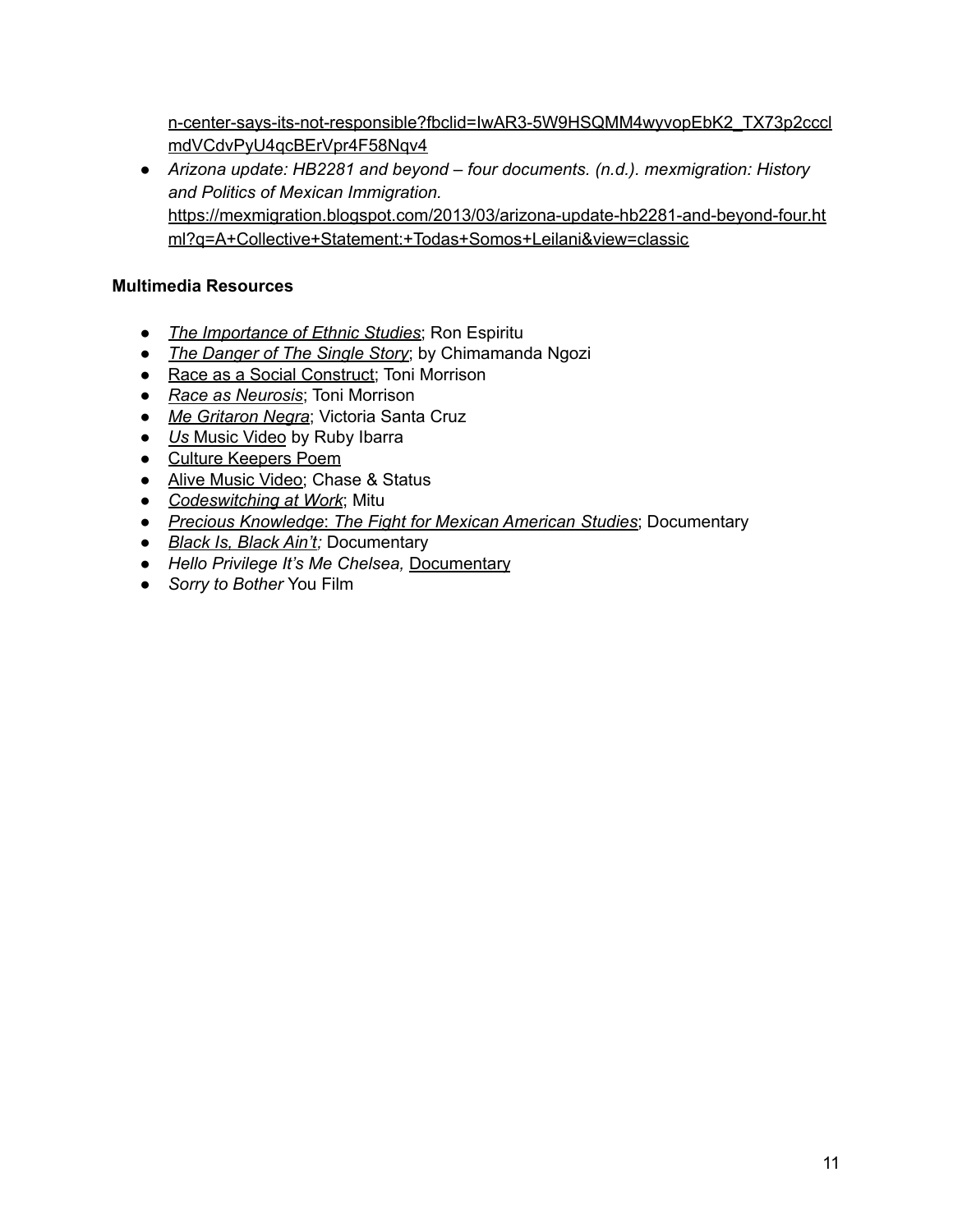n-center-says-its-not-responsible?fbclid=IwAR3-5W9HSQMM4wyvopEbK2_TX73p2cccl mdVCdvPyU4qcBErVpr4F58Nqv4

- *Arizona update: HB2281 and beyond – four documents. (n.d.). mexmigration: History and Politics of Mexican Immigration.* https://mexmigration.blogspot.com/2013/03/arizona-update-hb2281-and-beyond-four.html?q=A+Collective+Statement:+Todas+Somos+Leilani&view=classic

**Multimedia Resources**

- *The Importance of Ethnic Studies*; Ron Espiritu
- *The Danger of The Single Story*; by Chimamanda Ngozi
- Race as a Social Construct; Toni Morrison
- *Race as Neurosis*; Toni Morrison
- *Me Gritaron Negra*; Victoria Santa Cruz
- *Us* Music Video by Ruby Ibarra
- Culture Keepers Poem
- Alive Music Video; Chase & Status
- *Codeswitching at Work*; Mitu
- *Precious Knowledge*: *The Fight for Mexican American Studies*; Documentary
- *Black Is, Black Ain't;* Documentary
- *Hello Privilege It's Me Chelsea,* Documentary
- *Sorry to Bother* You Film